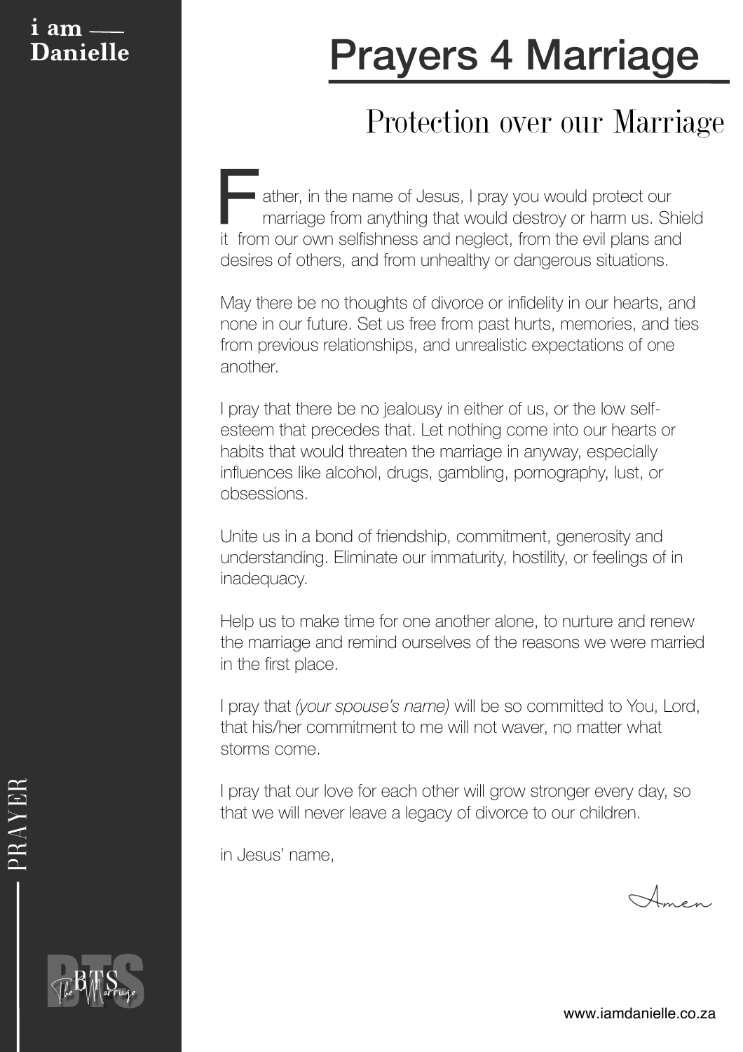i am —
Danielle

# Prayers 4 Marriage

## Protection over our Marriage

Father, in the name of Jesus, I pray you would protect our marriage from anything that would destroy or harm us. Shield it from our own selfishness and neglect, from the evil plans and desires of others, and from unhealthy or dangerous situations.

May there be no thoughts of divorce or infidelity in our hearts, and none in our future. Set us free from past hurts, memories, and ties from previous relationships, and unrealistic expectations of one another.

I pray that there be no jealousy in either of us, or the low self-esteem that precedes that. Let nothing come into our hearts or habits that would threaten the marriage in anyway, especially influences like alcohol, drugs, gambling, pornography, lust, or obsessions.

Unite us in a bond of friendship, commitment, generosity and understanding. Eliminate our immaturity, hostility, or feelings of in inadequacy.

Help us to make time for one another alone, to nurture and renew the marriage and remind ourselves of the reasons we were married in the first place.

I pray that *(your spouse's name)* will be so committed to You, Lord, that his/her commitment to me will not waver, no matter what storms come.

I pray that our love for each other will grow stronger every day, so that we will never leave a legacy of divorce to our children.

in Jesus' name,

Amen

PRAYER

BTS The Marriage

www.iamdanielle.co.za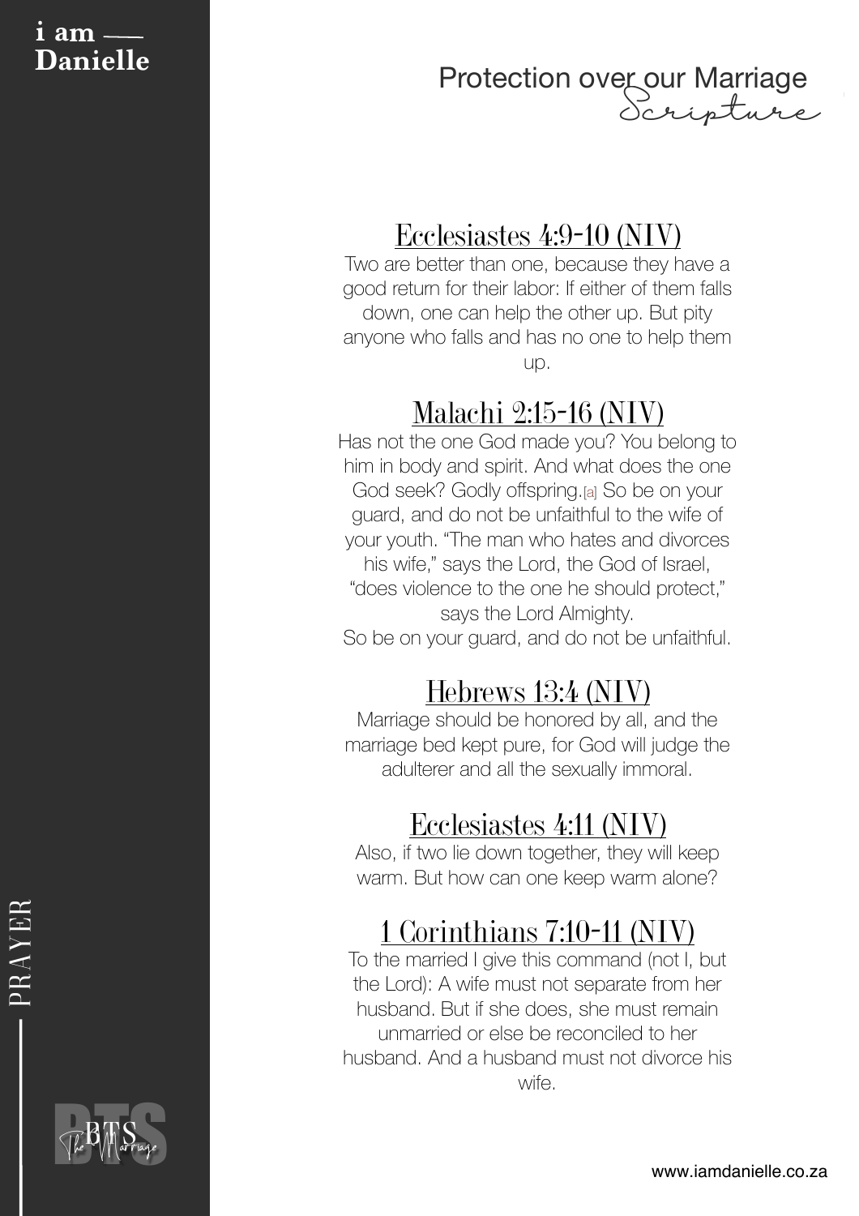# Protection over our Marriage Scripture

## Ecclesiastes 4:9-10 (NIV)

Two are better than one, because they have a good return for their labor: If either of them falls down, one can help the other up. But pity anyone who falls and has no one to help them up.

## Malachi 2:15-16 (NIV)

Has not the one God made you? You belong to him in body and spirit. And what does the one God seek? Godly offspring.[a] So be on your guard, and do not be unfaithful to the wife of your youth. "The man who hates and divorces his wife," says the Lord, the God of Israel, "does violence to the one he should protect," says the Lord Almighty.
So be on your guard, and do not be unfaithful.

## Hebrews 13:4 (NIV)

Marriage should be honored by all, and the marriage bed kept pure, for God will judge the adulterer and all the sexually immoral.

## Ecclesiastes 4:11 (NIV)

Also, if two lie down together, they will keep warm. But how can one keep warm alone?

## 1 Corinthians 7:10-11 (NIV)

To the married I give this command (not I, but the Lord): A wife must not separate from her husband. But if she does, she must remain unmarried or else be reconciled to her husband. And a husband must not divorce his wife.